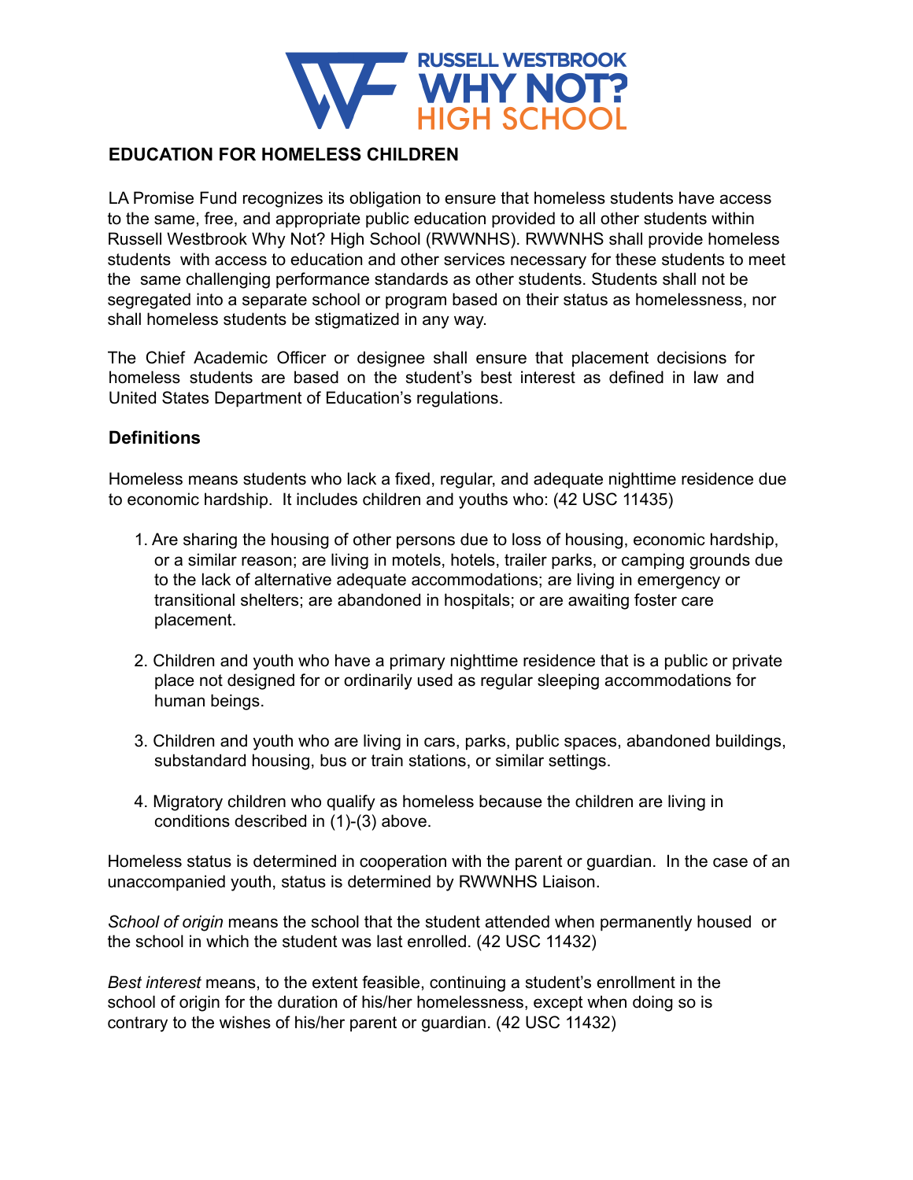RUSSELL WESTBROOK
WHY NOT?
HIGH SCHOOL

## EDUCATION FOR HOMELESS CHILDREN

LA Promise Fund recognizes its obligation to ensure that homeless students have access to the same, free, and appropriate public education provided to all other students within Russell Westbrook Why Not? High School (RWWNHS). RWWNHS shall provide homeless students with access to education and other services necessary for these students to meet the same challenging performance standards as other students. Students shall not be segregated into a separate school or program based on their status as homelessness, nor shall homeless students be stigmatized in any way.

The Chief Academic Officer or designee shall ensure that placement decisions for homeless students are based on the student's best interest as defined in law and United States Department of Education's regulations.

### Definitions

Homeless means students who lack a fixed, regular, and adequate nighttime residence due to economic hardship. It includes children and youths who: (42 USC 11435)

1. Are sharing the housing of other persons due to loss of housing, economic hardship, or a similar reason; are living in motels, hotels, trailer parks, or camping grounds due to the lack of alternative adequate accommodations; are living in emergency or transitional shelters; are abandoned in hospitals; or are awaiting foster care placement.

2. Children and youth who have a primary nighttime residence that is a public or private place not designed for or ordinarily used as regular sleeping accommodations for human beings.

3. Children and youth who are living in cars, parks, public spaces, abandoned buildings, substandard housing, bus or train stations, or similar settings.

4. Migratory children who qualify as homeless because the children are living in conditions described in (1)-(3) above.

Homeless status is determined in cooperation with the parent or guardian. In the case of an unaccompanied youth, status is determined by RWWNHS Liaison.

*School of origin* means the school that the student attended when permanently housed or the school in which the student was last enrolled. (42 USC 11432)

*Best interest* means, to the extent feasible, continuing a student's enrollment in the school of origin for the duration of his/her homelessness, except when doing so is contrary to the wishes of his/her parent or guardian. (42 USC 11432)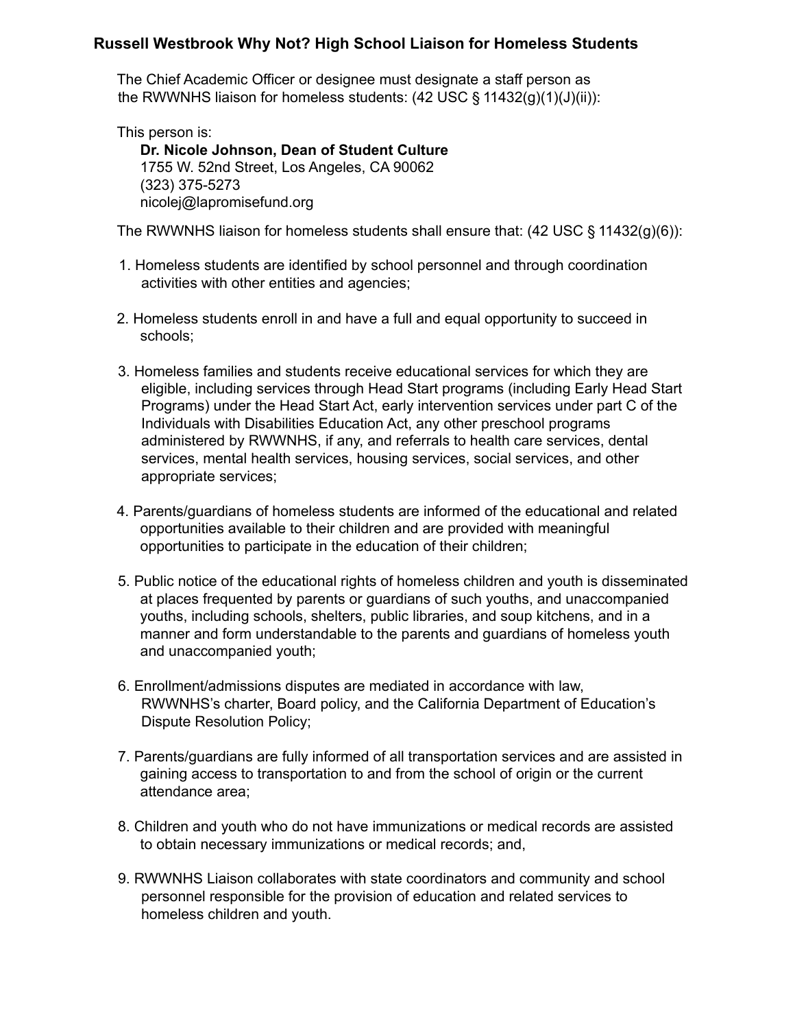## Russell Westbrook Why Not? High School Liaison for Homeless Students

The Chief Academic Officer or designee must designate a staff person as the RWWNHS liaison for homeless students: (42 USC § 11432(g)(1)(J)(ii)):

This person is:

**Dr. Nicole Johnson, Dean of Student Culture**
1755 W. 52nd Street, Los Angeles, CA 90062
(323) 375-5273
nicolej@lapromisefund.org

The RWWNHS liaison for homeless students shall ensure that: (42 USC § 11432(g)(6)):

1. Homeless students are identified by school personnel and through coordination activities with other entities and agencies;

2. Homeless students enroll in and have a full and equal opportunity to succeed in schools;

3. Homeless families and students receive educational services for which they are eligible, including services through Head Start programs (including Early Head Start Programs) under the Head Start Act, early intervention services under part C of the Individuals with Disabilities Education Act, any other preschool programs administered by RWWNHS, if any, and referrals to health care services, dental services, mental health services, housing services, social services, and other appropriate services;

4. Parents/guardians of homeless students are informed of the educational and related opportunities available to their children and are provided with meaningful opportunities to participate in the education of their children;

5. Public notice of the educational rights of homeless children and youth is disseminated at places frequented by parents or guardians of such youths, and unaccompanied youths, including schools, shelters, public libraries, and soup kitchens, and in a manner and form understandable to the parents and guardians of homeless youth and unaccompanied youth;

6. Enrollment/admissions disputes are mediated in accordance with law, RWWNHS's charter, Board policy, and the California Department of Education's Dispute Resolution Policy;

7. Parents/guardians are fully informed of all transportation services and are assisted in gaining access to transportation to and from the school of origin or the current attendance area;

8. Children and youth who do not have immunizations or medical records are assisted to obtain necessary immunizations or medical records; and,

9. RWWNHS Liaison collaborates with state coordinators and community and school personnel responsible for the provision of education and related services to homeless children and youth.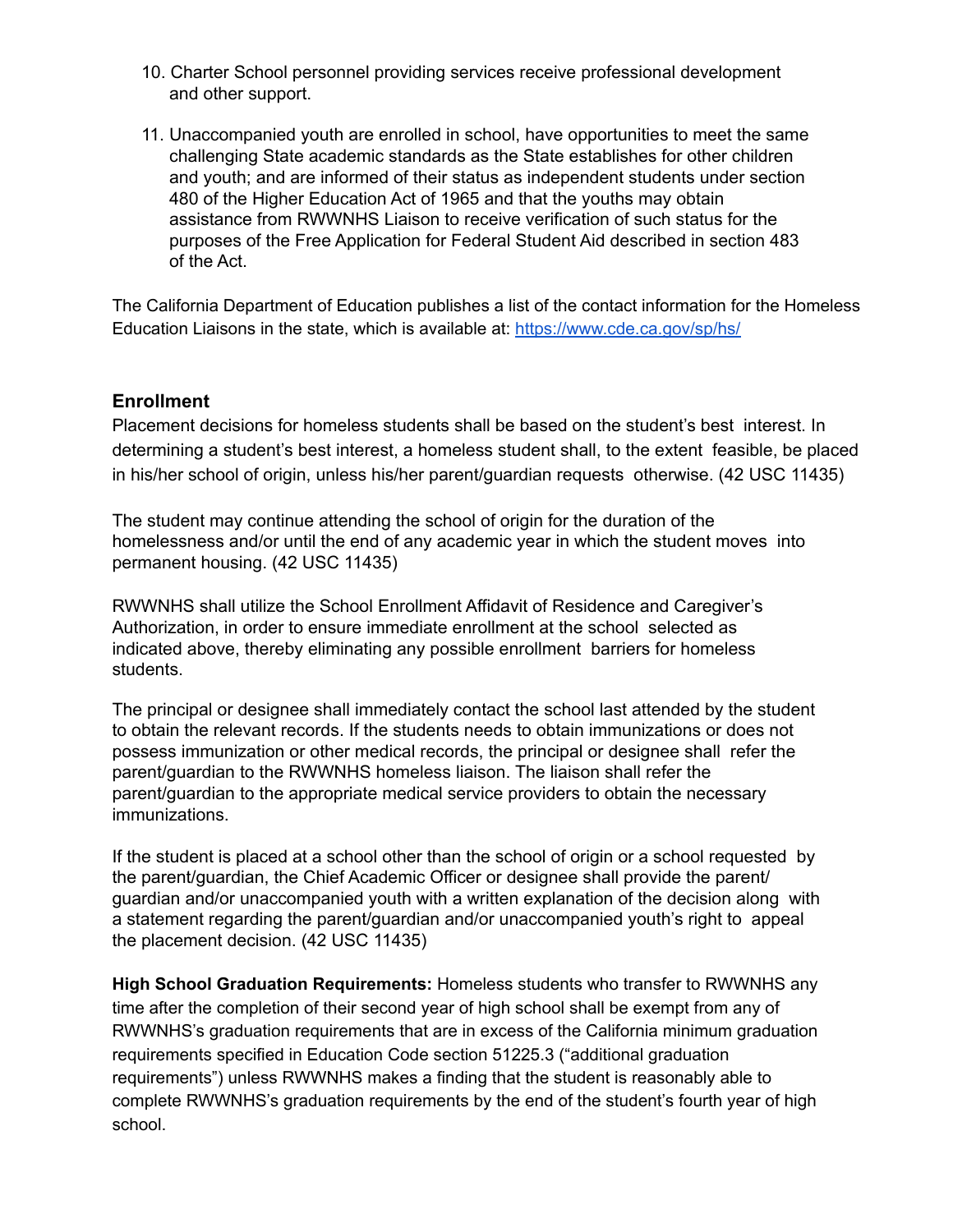10. Charter School personnel providing services receive professional development and other support.

11. Unaccompanied youth are enrolled in school, have opportunities to meet the same challenging State academic standards as the State establishes for other children and youth; and are informed of their status as independent students under section 480 of the Higher Education Act of 1965 and that the youths may obtain assistance from RWWNHS Liaison to receive verification of such status for the purposes of the Free Application for Federal Student Aid described in section 483 of the Act.

The California Department of Education publishes a list of the contact information for the Homeless Education Liaisons in the state, which is available at: [https://www.cde.ca.gov/sp/hs/](https://www.cde.ca.gov/sp/hs/)

## Enrollment

Placement decisions for homeless students shall be based on the student's best interest. In determining a student's best interest, a homeless student shall, to the extent feasible, be placed in his/her school of origin, unless his/her parent/guardian requests otherwise. (42 USC 11435)

The student may continue attending the school of origin for the duration of the homelessness and/or until the end of any academic year in which the student moves into permanent housing. (42 USC 11435)

RWWNHS shall utilize the School Enrollment Affidavit of Residence and Caregiver's Authorization, in order to ensure immediate enrollment at the school selected as indicated above, thereby eliminating any possible enrollment barriers for homeless students.

The principal or designee shall immediately contact the school last attended by the student to obtain the relevant records. If the students needs to obtain immunizations or does not possess immunization or other medical records, the principal or designee shall refer the parent/guardian to the RWWNHS homeless liaison. The liaison shall refer the parent/guardian to the appropriate medical service providers to obtain the necessary immunizations.

If the student is placed at a school other than the school of origin or a school requested by the parent/guardian, the Chief Academic Officer or designee shall provide the parent/guardian and/or unaccompanied youth with a written explanation of the decision along with a statement regarding the parent/guardian and/or unaccompanied youth's right to appeal the placement decision. (42 USC 11435)

**High School Graduation Requirements:** Homeless students who transfer to RWWNHS any time after the completion of their second year of high school shall be exempt from any of RWWNHS's graduation requirements that are in excess of the California minimum graduation requirements specified in Education Code section 51225.3 ("additional graduation requirements") unless RWWNHS makes a finding that the student is reasonably able to complete RWWNHS's graduation requirements by the end of the student's fourth year of high school.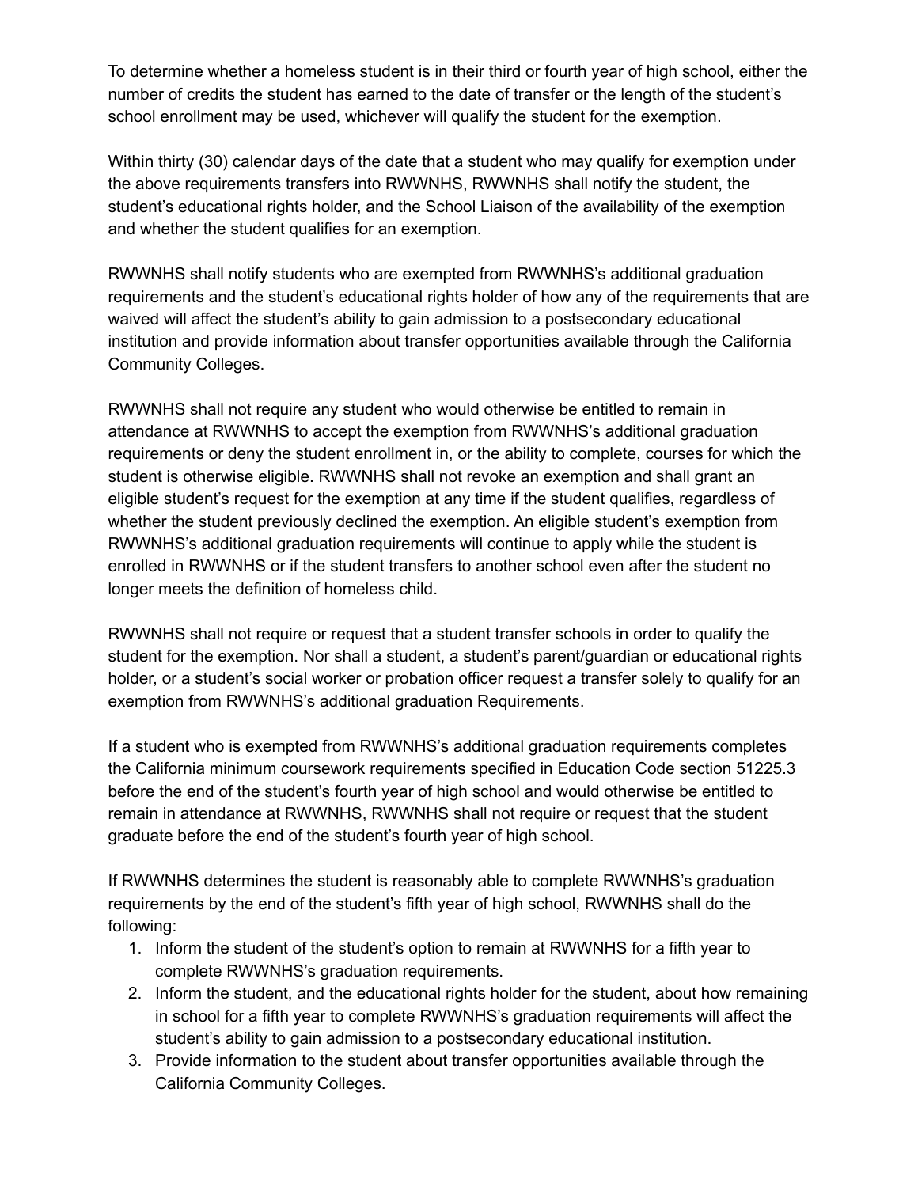To determine whether a homeless student is in their third or fourth year of high school, either the number of credits the student has earned to the date of transfer or the length of the student's school enrollment may be used, whichever will qualify the student for the exemption.

Within thirty (30) calendar days of the date that a student who may qualify for exemption under the above requirements transfers into RWWNHS, RWWNHS shall notify the student, the student's educational rights holder, and the School Liaison of the availability of the exemption and whether the student qualifies for an exemption.

RWWNHS shall notify students who are exempted from RWWNHS's additional graduation requirements and the student's educational rights holder of how any of the requirements that are waived will affect the student's ability to gain admission to a postsecondary educational institution and provide information about transfer opportunities available through the California Community Colleges.

RWWNHS shall not require any student who would otherwise be entitled to remain in attendance at RWWNHS to accept the exemption from RWWNHS's additional graduation requirements or deny the student enrollment in, or the ability to complete, courses for which the student is otherwise eligible. RWWNHS shall not revoke an exemption and shall grant an eligible student's request for the exemption at any time if the student qualifies, regardless of whether the student previously declined the exemption. An eligible student's exemption from RWWNHS's additional graduation requirements will continue to apply while the student is enrolled in RWWNHS or if the student transfers to another school even after the student no longer meets the definition of homeless child.

RWWNHS shall not require or request that a student transfer schools in order to qualify the student for the exemption. Nor shall a student, a student's parent/guardian or educational rights holder, or a student's social worker or probation officer request a transfer solely to qualify for an exemption from RWWNHS's additional graduation Requirements.

If a student who is exempted from RWWNHS's additional graduation requirements completes the California minimum coursework requirements specified in Education Code section 51225.3 before the end of the student's fourth year of high school and would otherwise be entitled to remain in attendance at RWWNHS, RWWNHS shall not require or request that the student graduate before the end of the student's fourth year of high school.

If RWWNHS determines the student is reasonably able to complete RWWNHS's graduation requirements by the end of the student's fifth year of high school, RWWNHS shall do the following:

1. Inform the student of the student's option to remain at RWWNHS for a fifth year to complete RWWNHS's graduation requirements.
2. Inform the student, and the educational rights holder for the student, about how remaining in school for a fifth year to complete RWWNHS's graduation requirements will affect the student's ability to gain admission to a postsecondary educational institution.
3. Provide information to the student about transfer opportunities available through the California Community Colleges.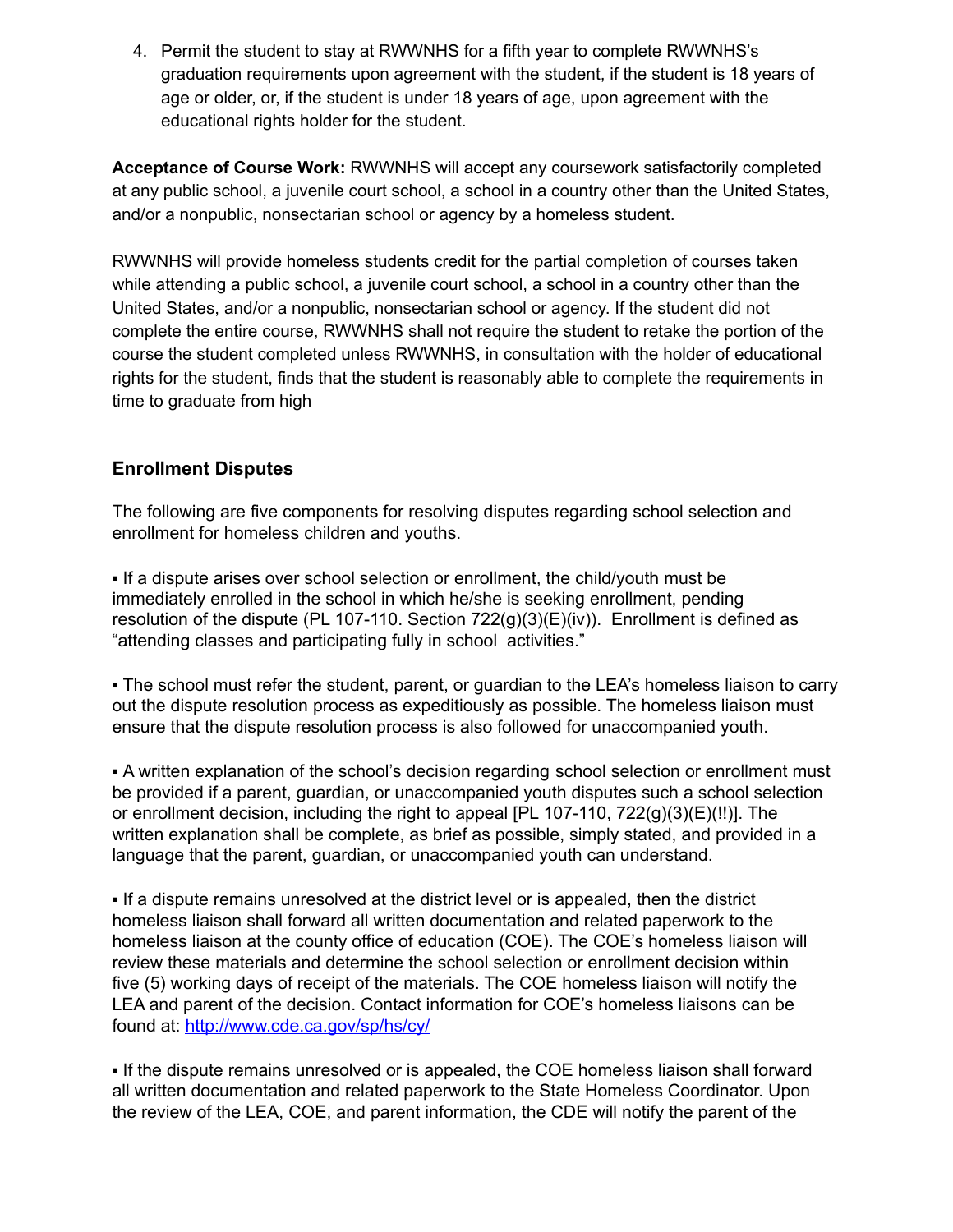4. Permit the student to stay at RWWNHS for a fifth year to complete RWWNHS's graduation requirements upon agreement with the student, if the student is 18 years of age or older, or, if the student is under 18 years of age, upon agreement with the educational rights holder for the student.

**Acceptance of Course Work:** RWWNHS will accept any coursework satisfactorily completed at any public school, a juvenile court school, a school in a country other than the United States, and/or a nonpublic, nonsectarian school or agency by a homeless student.

RWWNHS will provide homeless students credit for the partial completion of courses taken while attending a public school, a juvenile court school, a school in a country other than the United States, and/or a nonpublic, nonsectarian school or agency. If the student did not complete the entire course, RWWNHS shall not require the student to retake the portion of the course the student completed unless RWWNHS, in consultation with the holder of educational rights for the student, finds that the student is reasonably able to complete the requirements in time to graduate from high

## Enrollment Disputes

The following are five components for resolving disputes regarding school selection and enrollment for homeless children and youths.

▪ If a dispute arises over school selection or enrollment, the child/youth must be immediately enrolled in the school in which he/she is seeking enrollment, pending resolution of the dispute (PL 107-110. Section 722(g)(3)(E)(iv)). Enrollment is defined as "attending classes and participating fully in school activities."

▪ The school must refer the student, parent, or guardian to the LEA's homeless liaison to carry out the dispute resolution process as expeditiously as possible. The homeless liaison must ensure that the dispute resolution process is also followed for unaccompanied youth.

▪ A written explanation of the school's decision regarding school selection or enrollment must be provided if a parent, guardian, or unaccompanied youth disputes such a school selection or enrollment decision, including the right to appeal [PL 107-110, 722(g)(3)(E)(!!)]. The written explanation shall be complete, as brief as possible, simply stated, and provided in a language that the parent, guardian, or unaccompanied youth can understand.

▪ If a dispute remains unresolved at the district level or is appealed, then the district homeless liaison shall forward all written documentation and related paperwork to the homeless liaison at the county office of education (COE). The COE's homeless liaison will review these materials and determine the school selection or enrollment decision within five (5) working days of receipt of the materials. The COE homeless liaison will notify the LEA and parent of the decision. Contact information for COE's homeless liaisons can be found at: http://www.cde.ca.gov/sp/hs/cy/

▪ If the dispute remains unresolved or is appealed, the COE homeless liaison shall forward all written documentation and related paperwork to the State Homeless Coordinator. Upon the review of the LEA, COE, and parent information, the CDE will notify the parent of the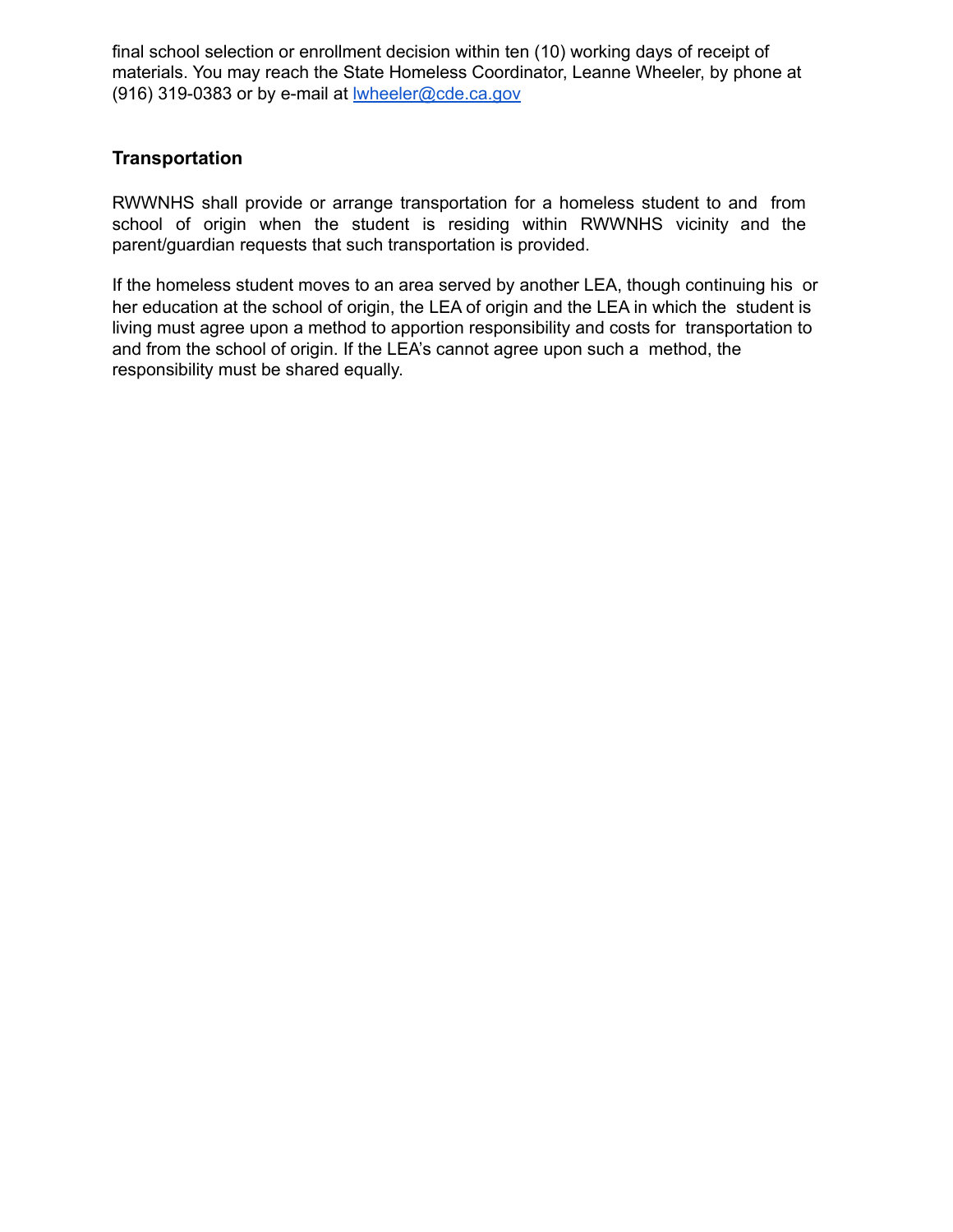final school selection or enrollment decision within ten (10) working days of receipt of materials. You may reach the State Homeless Coordinator, Leanne Wheeler, by phone at (916) 319-0383 or by e-mail at lwheeler@cde.ca.gov

### Transportation

RWWNHS shall provide or arrange transportation for a homeless student to and from school of origin when the student is residing within RWWNHS vicinity and the parent/guardian requests that such transportation is provided.

If the homeless student moves to an area served by another LEA, though continuing his or her education at the school of origin, the LEA of origin and the LEA in which the student is living must agree upon a method to apportion responsibility and costs for transportation to and from the school of origin. If the LEA's cannot agree upon such a method, the responsibility must be shared equally.